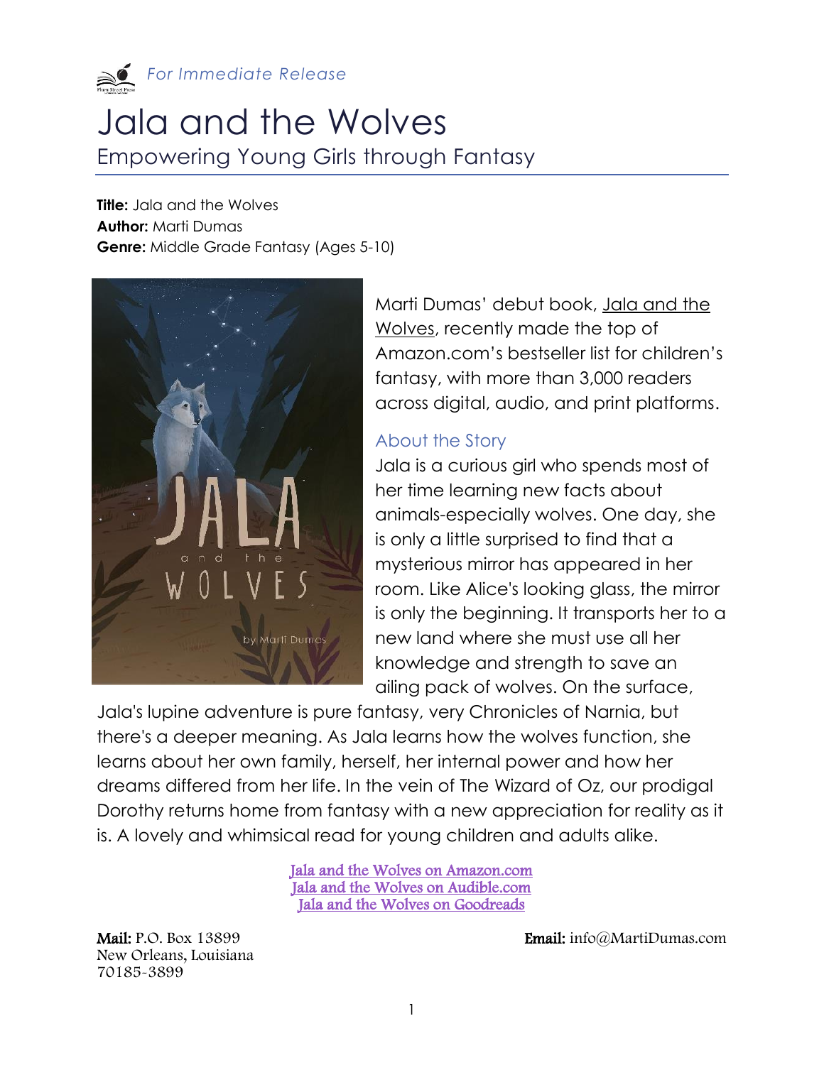*For Immediate Release*

# Jala and the Wolves

## Empowering Young Girls through Fantasy

**Title:** Jala and the Wolves
**Author:** Marti Dumas
**Genre:** Middle Grade Fantasy (Ages 5-10)

Marti Dumas' debut book, Jala and the Wolves, recently made the top of Amazon.com's bestseller list for children's fantasy, with more than 3,000 readers across digital, audio, and print platforms.

### About the Story

Jala is a curious girl who spends most of her time learning new facts about animals-especially wolves. One day, she is only a little surprised to find that a mysterious mirror has appeared in her room. Like Alice's looking glass, the mirror is only the beginning. It transports her to a new land where she must use all her knowledge and strength to save an ailing pack of wolves. On the surface, Jala's lupine adventure is pure fantasy, very Chronicles of Narnia, but there's a deeper meaning. As Jala learns how the wolves function, she learns about her own family, herself, her internal power and how her dreams differed from her life. In the vein of The Wizard of Oz, our prodigal Dorothy returns home from fantasy with a new appreciation for reality as it is. A lovely and whimsical read for young children and adults alike.

Jala and the Wolves on Amazon.com
Jala and the Wolves on Audible.com
Jala and the Wolves on Goodreads

**Mail:** P.O. Box 13899
New Orleans, Louisiana
70185-3899

**Email:** info@MartiDumas.com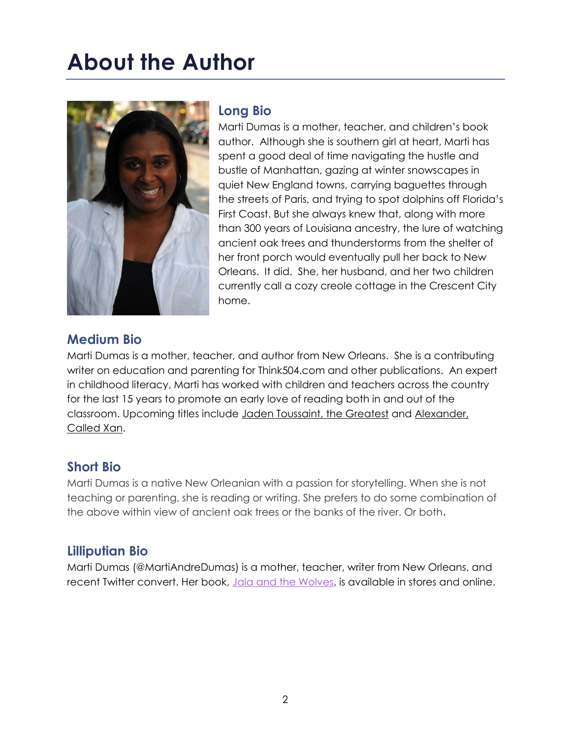# About the Author

## Long Bio

Marti Dumas is a mother, teacher, and children's book author. Although she is southern girl at heart, Marti has spent a good deal of time navigating the hustle and bustle of Manhattan, gazing at winter snowscapes in quiet New England towns, carrying baguettes through the streets of Paris, and trying to spot dolphins off Florida's First Coast. But she always knew that, along with more than 300 years of Louisiana ancestry, the lure of watching ancient oak trees and thunderstorms from the shelter of her front porch would eventually pull her back to New Orleans. It did. She, her husband, and her two children currently call a cozy creole cottage in the Crescent City home.

## Medium Bio

Marti Dumas is a mother, teacher, and author from New Orleans. She is a contributing writer on education and parenting for Think504.com and other publications. An expert in childhood literacy, Marti has worked with children and teachers across the country for the last 15 years to promote an early love of reading both in and out of the classroom. Upcoming titles include Jaden Toussaint, the Greatest and Alexander, Called Xan.

## Short Bio

Marti Dumas is a native New Orleanian with a passion for storytelling. When she is not teaching or parenting, she is reading or writing. She prefers to do some combination of the above within view of ancient oak trees or the banks of the river. Or both.

## Lilliputian Bio

Marti Dumas (@MartiAndreDumas) is a mother, teacher, writer from New Orleans, and recent Twitter convert. Her book, Jala and the Wolves, is available in stores and online.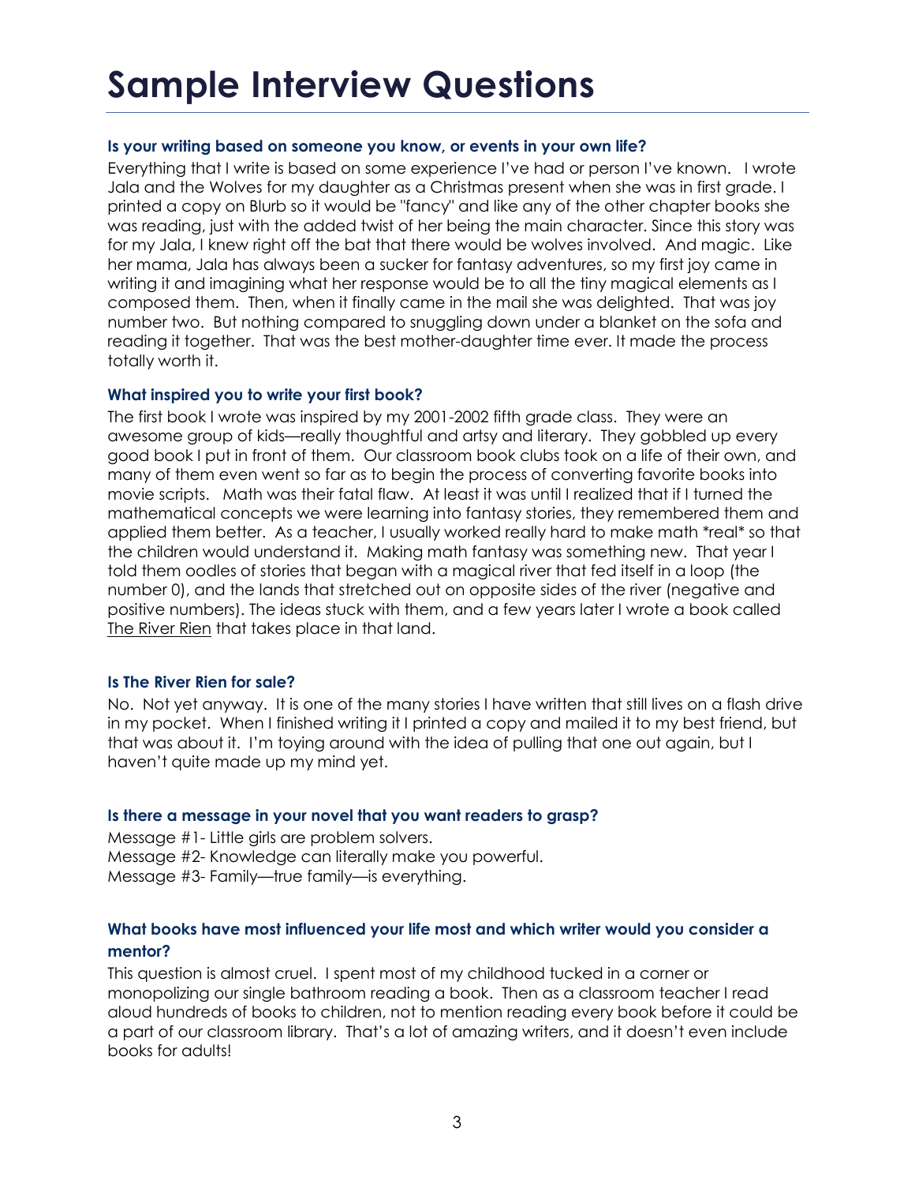# Sample Interview Questions

### Is your writing based on someone you know, or events in your own life?

Everything that I write is based on some experience I've had or person I've known. I wrote Jala and the Wolves for my daughter as a Christmas present when she was in first grade. I printed a copy on Blurb so it would be "fancy" and like any of the other chapter books she was reading, just with the added twist of her being the main character. Since this story was for my Jala, I knew right off the bat that there would be wolves involved. And magic. Like her mama, Jala has always been a sucker for fantasy adventures, so my first joy came in writing it and imagining what her response would be to all the tiny magical elements as I composed them. Then, when it finally came in the mail she was delighted. That was joy number two. But nothing compared to snuggling down under a blanket on the sofa and reading it together. That was the best mother-daughter time ever. It made the process totally worth it.

### What inspired you to write your first book?

The first book I wrote was inspired by my 2001-2002 fifth grade class. They were an awesome group of kids—really thoughtful and artsy and literary. They gobbled up every good book I put in front of them. Our classroom book clubs took on a life of their own, and many of them even went so far as to begin the process of converting favorite books into movie scripts. Math was their fatal flaw. At least it was until I realized that if I turned the mathematical concepts we were learning into fantasy stories, they remembered them and applied them better. As a teacher, I usually worked really hard to make math *real* so that the children would understand it. Making math fantasy was something new. That year I told them oodles of stories that began with a magical river that fed itself in a loop (the number 0), and the lands that stretched out on opposite sides of the river (negative and positive numbers). The ideas stuck with them, and a few years later I wrote a book called <u>The River Rien</u> that takes place in that land.

### Is The River Rien for sale?

No. Not yet anyway. It is one of the many stories I have written that still lives on a flash drive in my pocket. When I finished writing it I printed a copy and mailed it to my best friend, but that was about it. I'm toying around with the idea of pulling that one out again, but I haven't quite made up my mind yet.

### Is there a message in your novel that you want readers to grasp?

Message #1- Little girls are problem solvers.  
Message #2- Knowledge can literally make you powerful.  
Message #3- Family—true family—is everything.

### What books have most influenced your life most and which writer would you consider a mentor?

This question is almost cruel. I spent most of my childhood tucked in a corner or monopolizing our single bathroom reading a book. Then as a classroom teacher I read aloud hundreds of books to children, not to mention reading every book before it could be a part of our classroom library. That's a lot of amazing writers, and it doesn't even include books for adults!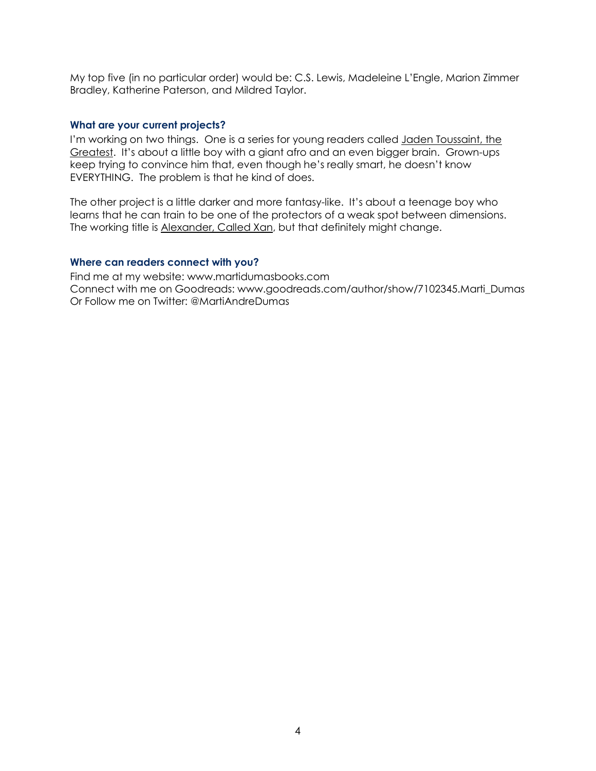My top five (in no particular order) would be: C.S. Lewis, Madeleine L'Engle, Marion Zimmer Bradley, Katherine Paterson, and Mildred Taylor.

### What are your current projects?

I'm working on two things. One is a series for young readers called Jaden Toussaint, the Greatest. It's about a little boy with a giant afro and an even bigger brain. Grown-ups keep trying to convince him that, even though he's really smart, he doesn't know EVERYTHING. The problem is that he kind of does.

The other project is a little darker and more fantasy-like. It's about a teenage boy who learns that he can train to be one of the protectors of a weak spot between dimensions. The working title is Alexander, Called Xan, but that definitely might change.

### Where can readers connect with you?

Find me at my website: www.martidumasbooks.com
Connect with me on Goodreads: www.goodreads.com/author/show/7102345.Marti_Dumas
Or Follow me on Twitter: @MartiAndreDumas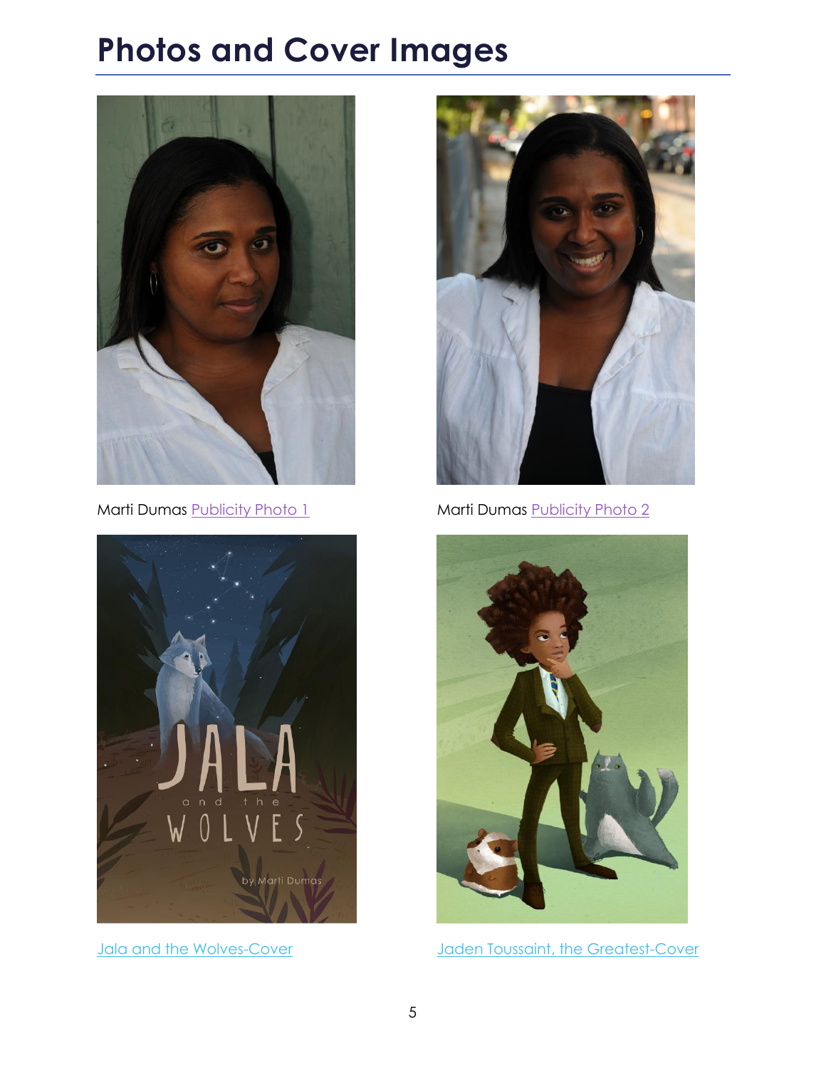# Photos and Cover Images

Marti Dumas Publicity Photo 1

Marti Dumas Publicity Photo 2

Jala and the Wolves-Cover

Jaden Toussaint, the Greatest-Cover